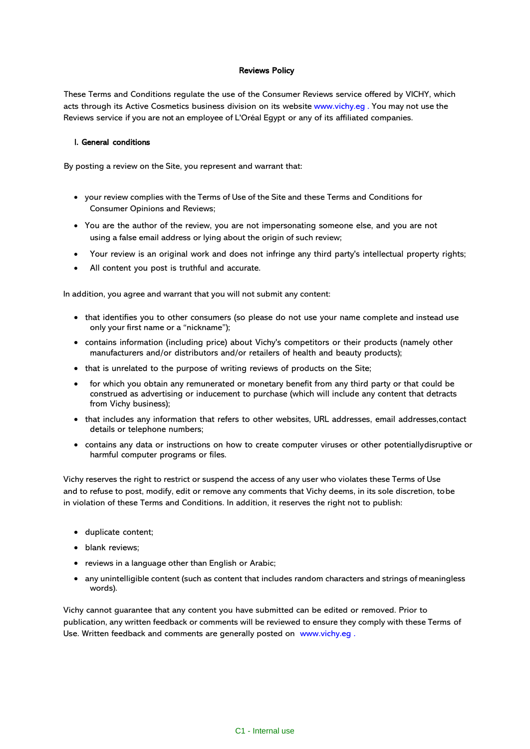# Reviews Policy

These Terms and Conditions regulate the use of the Consumer Reviews service offered by VICHY, which acts through its Active Cosmetics business division on its website www.vichy.eg . You may not use the Reviews service if you are not an employee of L'Oréal Egypt or any of its affiliated companies.

## I. General conditions

By posting a review on the Site, you represent and warrant that:

- your review complies with the Terms of Use of the Site and these Terms and Conditions for Consumer Opinions and Reviews;
- You are the author of the review, you are not impersonating someone else, and you are not using a false email address or lying about the origin of such review;
- Your review is an original work and does not infringe any third party's intellectual property rights;
- All content you post is truthful and accurate.

In addition, you agree and warrant that you will not submit any content:

- that identifies you to other consumers (so please do not use your name complete and instead use only your first name or a "nickname");
- contains information (including price) about Vichy's competitors or their products (namely other manufacturers and/or distributors and/or retailers of health and beauty products);
- that is unrelated to the purpose of writing reviews of products on the Site;
- for which you obtain any remunerated or monetary benefit from any third party or that could be construed as advertising or inducement to purchase (which will include any content that detracts from Vichy business);
- that includes any information that refers to other websites, URL addresses, email addresses,contact details or telephone numbers;
- contains any data or instructions on how to create computer viruses or other potentiallydisruptive or harmful computer programs or files.

Vichy reserves the right to restrict or suspend the access of any user who violates these Terms of Use and to refuse to post, modify, edit or remove any comments that Vichy deems, in its sole discretion, tobe in violation of these Terms and Conditions. In addition, it reserves the right not to publish:

- duplicate content;
- blank reviews;
- reviews in a language other than English or Arabic;
- any unintelligible content (such as content that includes random characters and strings of meaningless words).

Vichy cannot guarantee that any content you have submitted can be edited or removed. Prior to publication, any written feedback or comments will be reviewed to ensure they comply with these Terms of Use. Written feedback and comments are generally posted on www.vichy.eg .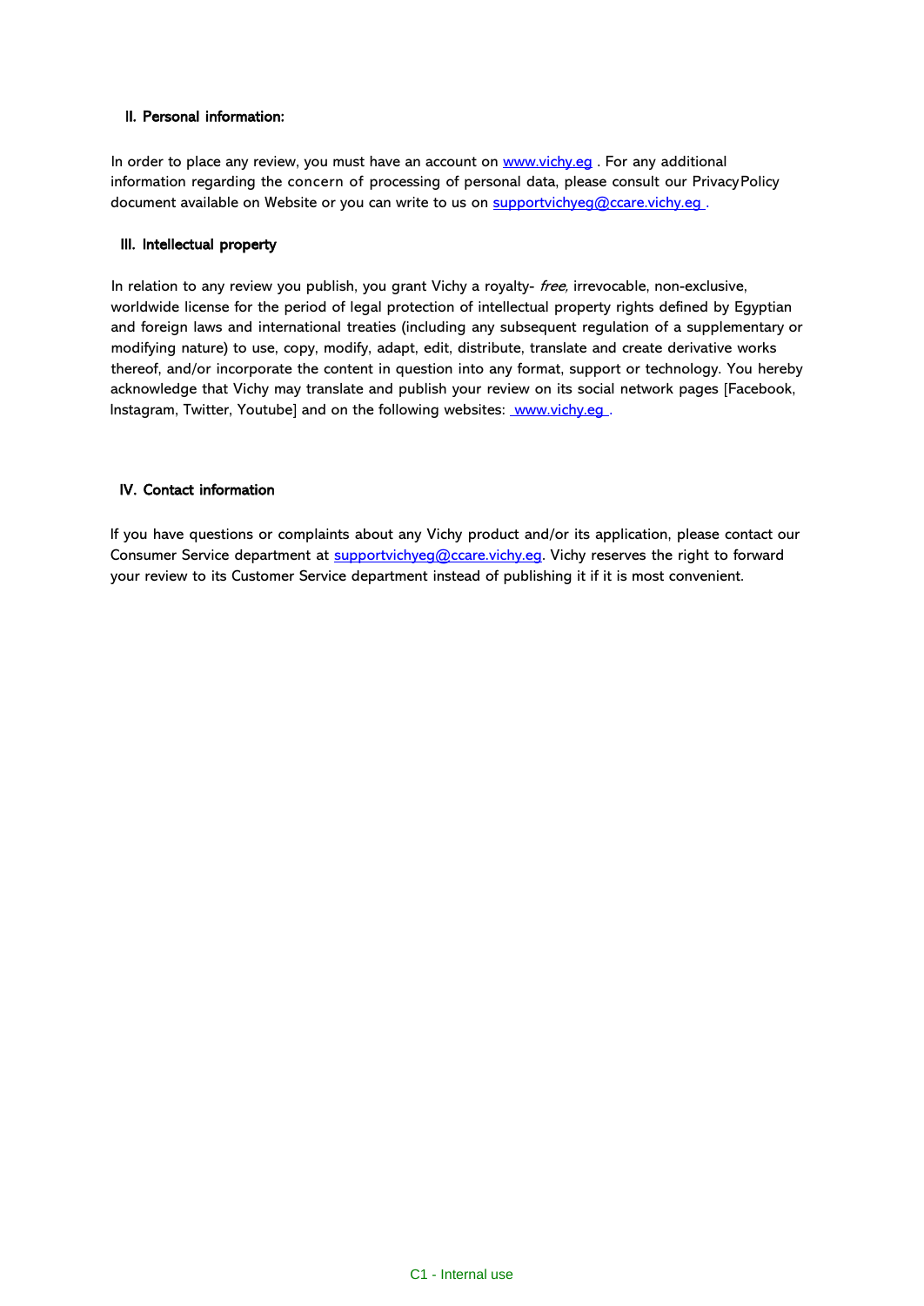## II. Personal information:

In order to place any review, you must have an account on [www.vichy.eg](http://www.vichy.eg) . For any additional information regarding the concern of processing of personal data, please consult our Privacy Policy document available on Website or you can write to us on [supportvichyeg@ccare.vichy.eg](mailto:supportvichyeg@ccare.vichy.eg) .

## III. Intellectual property

In relation to any review you publish, you grant Vichy a royalty- *free,* irrevocable, non-exclusive, worldwide license for the period of legal protection of intellectual property rights defined by Egyptian and foreign laws and international treaties (including any subsequent regulation of a supplementary or modifying nature) to use, copy, modify, adapt, edit, distribute, translate and create derivative works thereof, and/or incorporate the content in question into any format, support or technology. You hereby acknowledge that Vichy may translate and publish your review on its social network pages [Facebook, Instagram, Twitter, Youtube] and on the following websites: [www.vichy.eg](http://www.vichy.eg) .

## IV. Contact information

If you have questions or complaints about any Vichy product and/or its application, please contact our Consumer Service department at [supportvichyeg@ccare.vichy.eg](mailto:supportvichyeg@ccare.vichy.eg). Vichy reserves the right to forward your review to its Customer Service department instead of publishing it if it is most convenient.